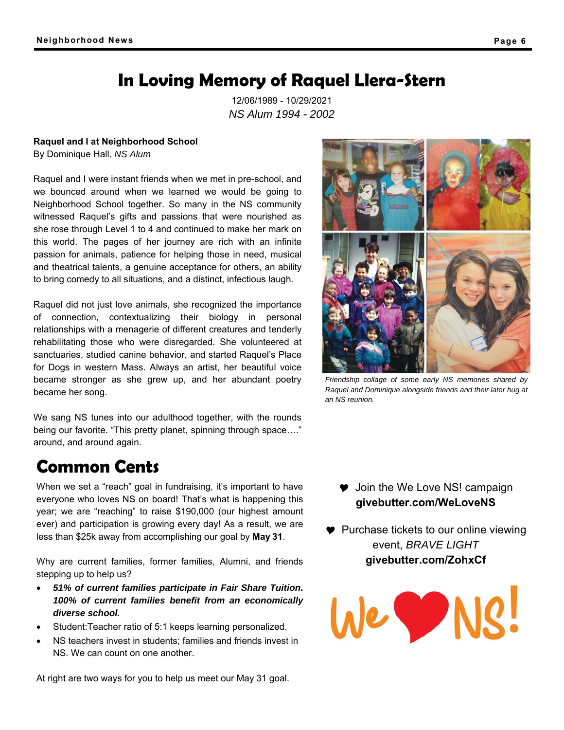# In Loving Memory of Raquel Llera-Stern

12/06/1989 - 10/29/2021

*NS Alum 1994 - 2002*

**Raquel and I at Neighborhood School**

By Dominique Hall, *NS Alum*

Raquel and I were instant friends when we met in pre-school, and we bounced around when we learned we would be going to Neighborhood School together. So many in the NS community witnessed Raquel's gifts and passions that were nourished as she rose through Level 1 to 4 and continued to make her mark on this world. The pages of her journey are rich with an infinite passion for animals, patience for helping those in need, musical and theatrical talents, a genuine acceptance for others, an ability to bring comedy to all situations, and a distinct, infectious laugh.

Raquel did not just love animals, she recognized the importance of connection, contextualizing their biology in personal relationships with a menagerie of different creatures and tenderly rehabilitating those who were disregarded. She volunteered at sanctuaries, studied canine behavior, and started Raquel's Place for Dogs in western Mass. Always an artist, her beautiful voice became stronger as she grew up, and her abundant poetry became her song.

We sang NS tunes into our adulthood together, with the rounds being our favorite. "This pretty planet, spinning through space…." around, and around again.

*Friendship collage of some early NS memories shared by Raquel and Dominique alongside friends and their later hug at an NS reunion.*

## Common Cents

When we set a "reach" goal in fundraising, it's important to have everyone who loves NS on board! That's what is happening this year; we are "reaching" to raise $190,000 (our highest amount ever) and participation is growing every day! As a result, we are less than $25k away from accomplishing our goal by **May 31**.

Why are current families, former families, Alumni, and friends stepping up to help us?

- ***51% of current families participate in Fair Share Tuition. 100% of current families benefit from an economically diverse school.***
- Student:Teacher ratio of 5:1 keeps learning personalized.
- NS teachers invest in students; families and friends invest in NS. We can count on one another.

At right are two ways for you to help us meet our May 31 goal.

- Join the We Love NS! campaign **givebutter.com/WeLoveNS**
- Purchase tickets to our online viewing event, *BRAVE LIGHT* **givebutter.com/ZohxCf**

We ❤ NS!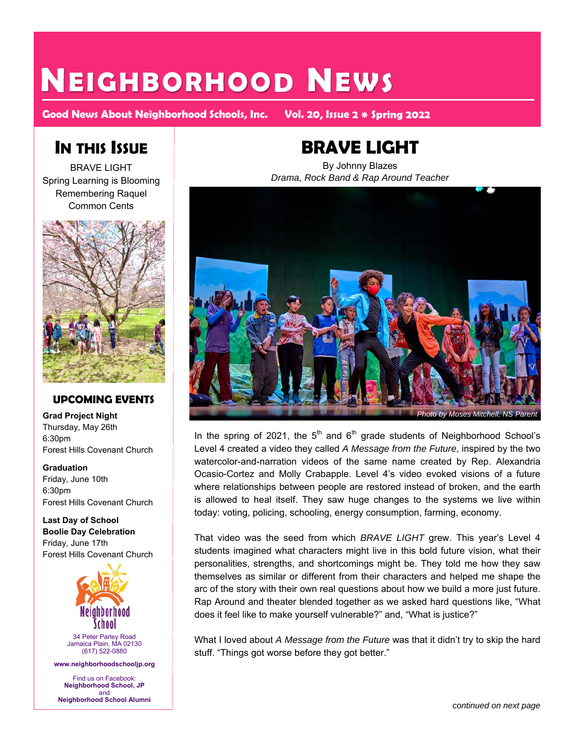# Neighborhood News

**Good News About Neighborhood Schools, Inc.** **Vol. 20, Issue 2 * Spring 2022**

## In this Issue

BRAVE LIGHT
Spring Learning is Blooming
Remembering Raquel
Common Cents

### UPCOMING EVENTS

**Grad Project Night**
Thursday, May 26th
6:30pm
Forest Hills Covenant Church

**Graduation**
Friday, June 10th
6:30pm
Forest Hills Covenant Church

**Last Day of School**
**Boolie Day Celebration**
Friday, June 17th
Forest Hills Covenant Church

Neighborhood School
34 Peter Parley Road
Jamaica Plain, MA 02130
(617) 522-0880

**www.neighborhoodschooljp.org**

Find us on Facebook:
**Neighborhood School, JP**
and
**Neighborhood School Alumni**

# BRAVE LIGHT

By Johnny Blazes
*Drama, Rock Band & Rap Around Teacher*

*Photo by Moses Mitchell, NS Parent*

In the spring of 2021, the 5th and 6th grade students of Neighborhood School's Level 4 created a video they called *A Message from the Future*, inspired by the two watercolor-and-narration videos of the same name created by Rep. Alexandria Ocasio-Cortez and Molly Crabapple. Level 4's video evoked visions of a future where relationships between people are restored instead of broken, and the earth is allowed to heal itself. They saw huge changes to the systems we live within today: voting, policing, schooling, energy consumption, farming, economy.

That video was the seed from which *BRAVE LIGHT* grew. This year's Level 4 students imagined what characters might live in this bold future vision, what their personalities, strengths, and shortcomings might be. They told me how they saw themselves as similar or different from their characters and helped me shape the arc of the story with their own real questions about how we build a more just future. Rap Around and theater blended together as we asked hard questions like, "What does it feel like to make yourself vulnerable?" and, "What is justice?"

What I loved about *A Message from the Future* was that it didn't try to skip the hard stuff. "Things got worse before they got better."

*continued on next page*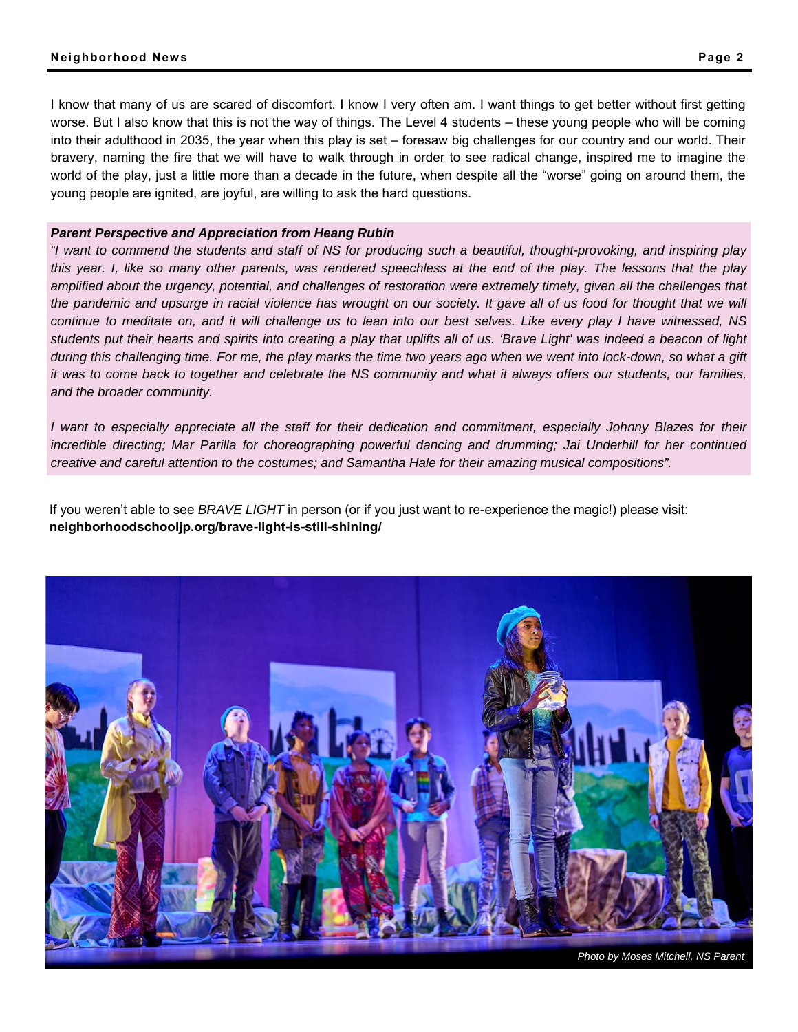I know that many of us are scared of discomfort. I know I very often am. I want things to get better without first getting worse. But I also know that this is not the way of things. The Level 4 students – these young people who will be coming into their adulthood in 2035, the year when this play is set – foresaw big challenges for our country and our world. Their bravery, naming the fire that we will have to walk through in order to see radical change, inspired me to imagine the world of the play, just a little more than a decade in the future, when despite all the "worse" going on around them, the young people are ignited, are joyful, are willing to ask the hard questions.

***Parent Perspective and Appreciation from Heang Rubin***

*"I want to commend the students and staff of NS for producing such a beautiful, thought-provoking, and inspiring play this year. I, like so many other parents, was rendered speechless at the end of the play. The lessons that the play amplified about the urgency, potential, and challenges of restoration were extremely timely, given all the challenges that the pandemic and upsurge in racial violence has wrought on our society. It gave all of us food for thought that we will continue to meditate on, and it will challenge us to lean into our best selves. Like every play I have witnessed, NS students put their hearts and spirits into creating a play that uplifts all of us. 'Brave Light' was indeed a beacon of light during this challenging time. For me, the play marks the time two years ago when we went into lock-down, so what a gift it was to come back to together and celebrate the NS community and what it always offers our students, our families, and the broader community.*

*I want to especially appreciate all the staff for their dedication and commitment, especially Johnny Blazes for their incredible directing; Mar Parilla for choreographing powerful dancing and drumming; Jai Underhill for her continued creative and careful attention to the costumes; and Samantha Hale for their amazing musical compositions".*

If you weren't able to see *BRAVE LIGHT* in person (or if you just want to re-experience the magic!) please visit: **neighborhoodschooljp.org/brave-light-is-still-shining/**

*Photo by Moses Mitchell, NS Parent*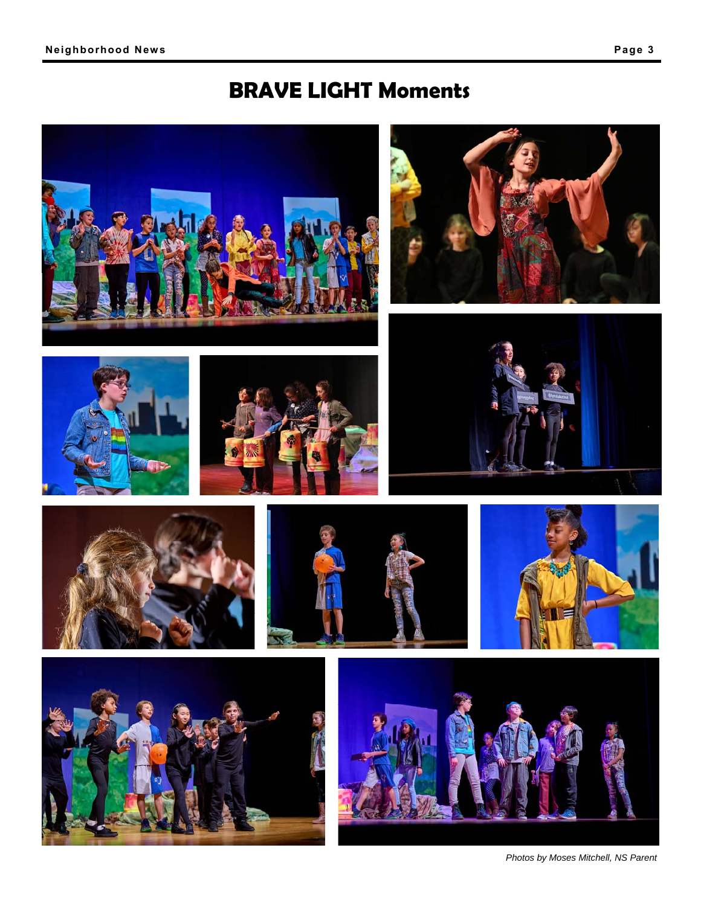# BRAVE LIGHT Moments

*Photos by Moses Mitchell, NS Parent*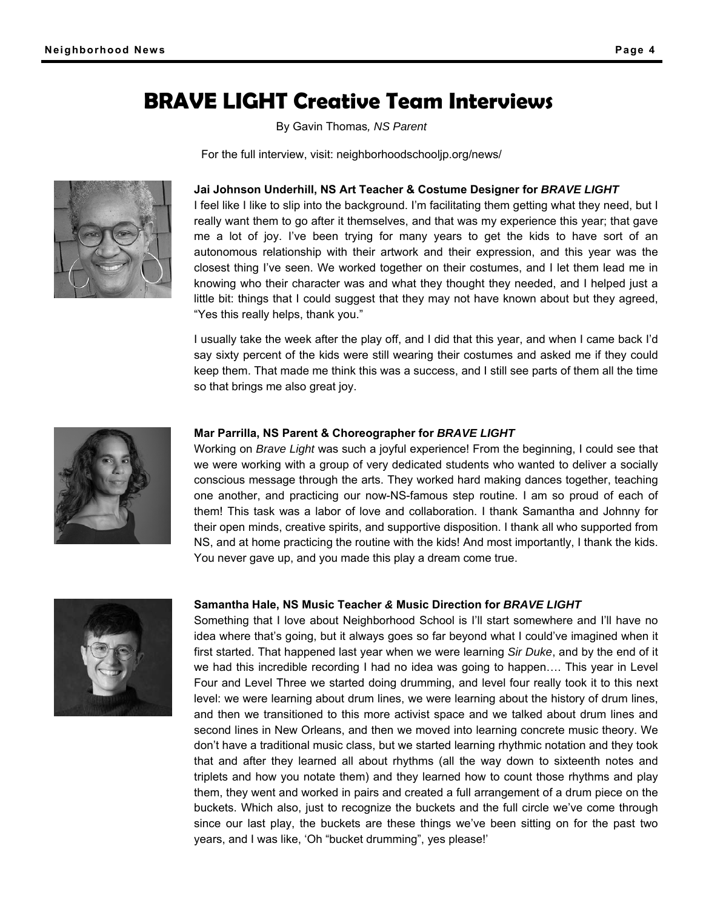# BRAVE LIGHT Creative Team Interviews

By Gavin Thomas, *NS Parent*

For the full interview, visit: neighborhoodschooljp.org/news/

**Jai Johnson Underhill, NS Art Teacher & Costume Designer for *BRAVE LIGHT***

I feel like I like to slip into the background. I'm facilitating them getting what they need, but I really want them to go after it themselves, and that was my experience this year; that gave me a lot of joy. I've been trying for many years to get the kids to have sort of an autonomous relationship with their artwork and their expression, and this year was the closest thing I've seen. We worked together on their costumes, and I let them lead me in knowing who their character was and what they thought they needed, and I helped just a little bit: things that I could suggest that they may not have known about but they agreed, "Yes this really helps, thank you."

I usually take the week after the play off, and I did that this year, and when I came back I'd say sixty percent of the kids were still wearing their costumes and asked me if they could keep them. That made me think this was a success, and I still see parts of them all the time so that brings me also great joy.

**Mar Parrilla, NS Parent & Choreographer for *BRAVE LIGHT***

Working on *Brave Light* was such a joyful experience! From the beginning, I could see that we were working with a group of very dedicated students who wanted to deliver a socially conscious message through the arts. They worked hard making dances together, teaching one another, and practicing our now-NS-famous step routine. I am so proud of each of them! This task was a labor of love and collaboration. I thank Samantha and Johnny for their open minds, creative spirits, and supportive disposition. I thank all who supported from NS, and at home practicing the routine with the kids! And most importantly, I thank the kids. You never gave up, and you made this play a dream come true.

**Samantha Hale, NS Music Teacher *&* Music Direction for *BRAVE LIGHT***

Something that I love about Neighborhood School is I'll start somewhere and I'll have no idea where that's going, but it always goes so far beyond what I could've imagined when it first started. That happened last year when we were learning *Sir Duke*, and by the end of it we had this incredible recording I had no idea was going to happen…. This year in Level Four and Level Three we started doing drumming, and level four really took it to this next level: we were learning about drum lines, we were learning about the history of drum lines, and then we transitioned to this more activist space and we talked about drum lines and second lines in New Orleans, and then we moved into learning concrete music theory. We don't have a traditional music class, but we started learning rhythmic notation and they took that and after they learned all about rhythms (all the way down to sixteenth notes and triplets and how you notate them) and they learned how to count those rhythms and play them, they went and worked in pairs and created a full arrangement of a drum piece on the buckets. Which also, just to recognize the buckets and the full circle we've come through since our last play, the buckets are these things we've been sitting on for the past two years, and I was like, 'Oh "bucket drumming", yes please!'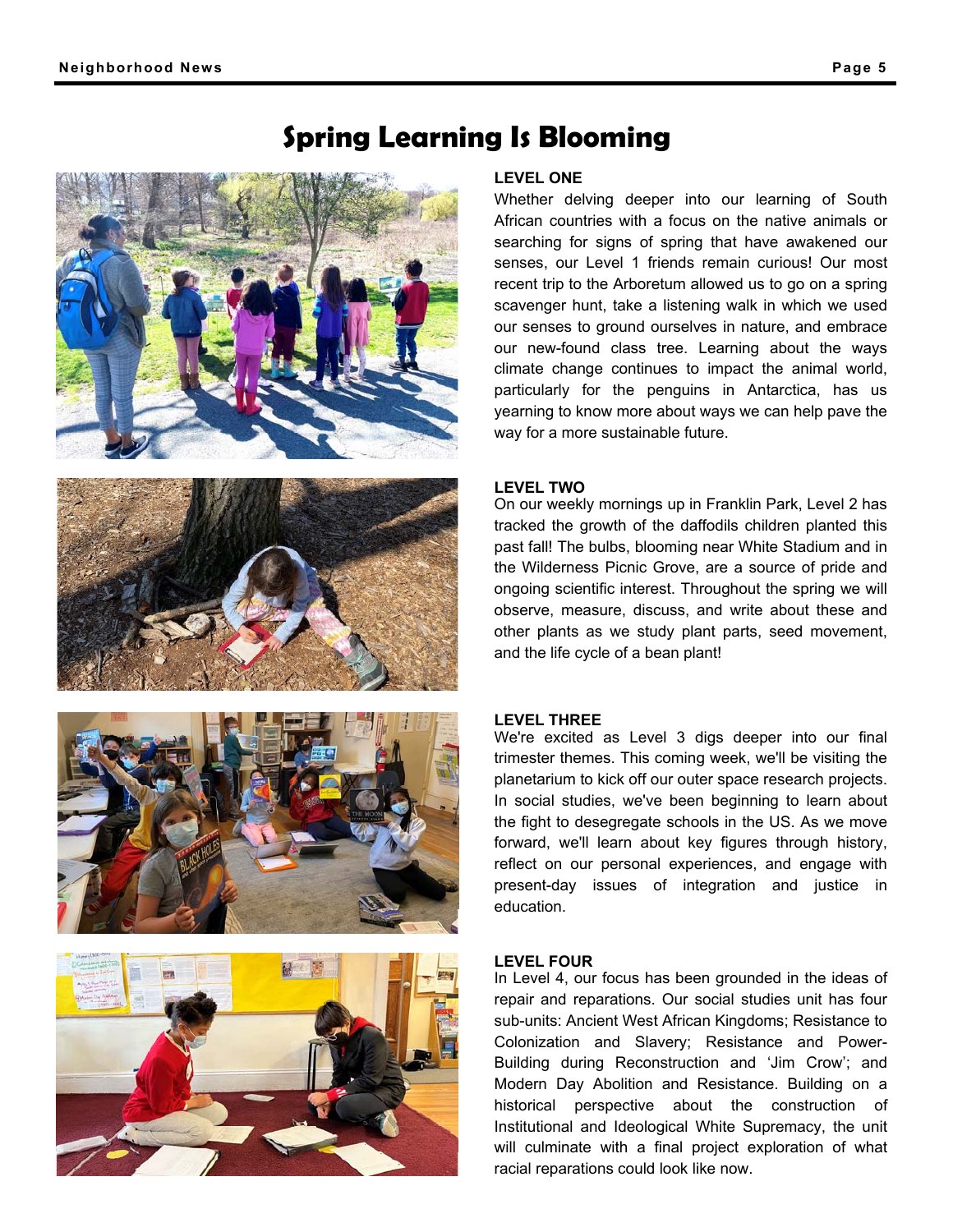# Spring Learning Is Blooming

### LEVEL ONE

Whether delving deeper into our learning of South African countries with a focus on the native animals or searching for signs of spring that have awakened our senses, our Level 1 friends remain curious! Our most recent trip to the Arboretum allowed us to go on a spring scavenger hunt, take a listening walk in which we used our senses to ground ourselves in nature, and embrace our new-found class tree. Learning about the ways climate change continues to impact the animal world, particularly for the penguins in Antarctica, has us yearning to know more about ways we can help pave the way for a more sustainable future.

### LEVEL TWO

On our weekly mornings up in Franklin Park, Level 2 has tracked the growth of the daffodils children planted this past fall! The bulbs, blooming near White Stadium and in the Wilderness Picnic Grove, are a source of pride and ongoing scientific interest. Throughout the spring we will observe, measure, discuss, and write about these and other plants as we study plant parts, seed movement, and the life cycle of a bean plant!

### LEVEL THREE

We're excited as Level 3 digs deeper into our final trimester themes. This coming week, we'll be visiting the planetarium to kick off our outer space research projects. In social studies, we've been beginning to learn about the fight to desegregate schools in the US. As we move forward, we'll learn about key figures through history, reflect on our personal experiences, and engage with present-day issues of integration and justice in education.

### LEVEL FOUR

In Level 4, our focus has been grounded in the ideas of repair and reparations. Our social studies unit has four sub-units: Ancient West African Kingdoms; Resistance to Colonization and Slavery; Resistance and Power-Building during Reconstruction and 'Jim Crow'; and Modern Day Abolition and Resistance. Building on a historical perspective about the construction of Institutional and Ideological White Supremacy, the unit will culminate with a final project exploration of what racial reparations could look like now.